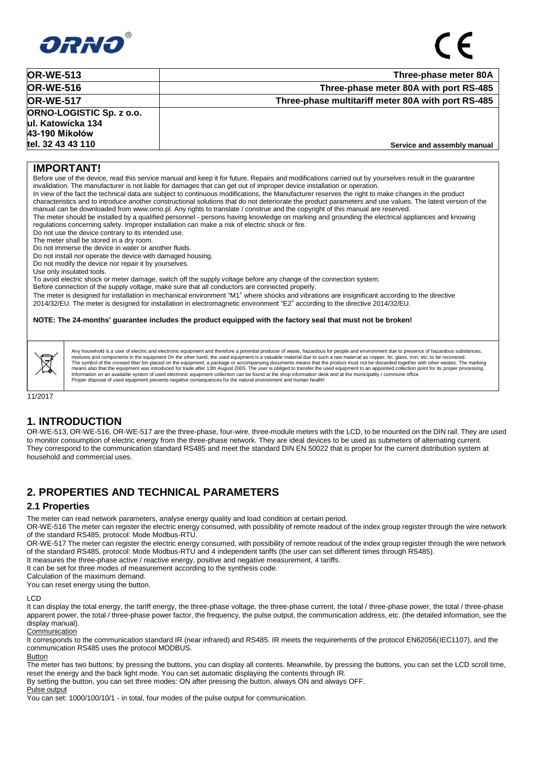| OR-WE-513 | Three-phase meter 80A |
|---|---|
| **OR-WE-516** | **Three-phase meter 80A with port RS-485** |
| **OR-WE-517** | **Three-phase multitariff meter 80A with port RS-485** |
| **ORNO-LOGISTIC Sp. z o.o.**<br>**ul. Katowicka 134**<br>**43-190 Mikołów**<br>**tel. 32 43 43 110** | **Service and assembly manual** |

## IMPORTANT!

Before use of the device, read this service manual and keep it for future. Repairs and modifications carried out by yourselves result in the guarantee invalidation. The manufacturer is not liable for damages that can get out of improper device installation or operation.

In view of the fact the technical data are subject to continuous modifications, the Manufacturer reserves the right to make changes in the product characteristics and to introduce another constructional solutions that do not deteriorate the product parameters and use values. The latest version of the manual can be downloaded from www.orno.pl. Any rights to translate / construe and the copyright of this manual are reserved.

The meter should be installed by a qualified personnel - persons having knowledge on marking and grounding the electrical appliances and knowing regulations concerning safety. Improper installation can make a risk of electric shock or fire.

Do not use the device contrary to its intended use.

The meter shall be stored in a dry room.

Do not immerse the device in water or another fluids.

Do not install nor operate the device with damaged housing.

Do not modify the device nor repair it by yourselves.

Use only insulated tools.

To avoid electric shock or meter damage, switch off the supply voltage before any change of the connection system.

Before connection of the supply voltage, make sure that all conductors are connected properly.

The meter is designed for installation in mechanical environment "M1" where shocks and vibrations are insignificant according to the directive 2014/32/EU. The meter is designed for installation in electromagnetic environment "E2" according to the directive 2014/32/EU.

**NOTE: The 24-months' guarantee includes the product equipped with the factory seal that must not be broken!**

Any household is a user of electric and electronic equipment and therefore a potential producer of waste, hazardous for people and environment due to presence of hazardous substances, mixtures and components in the equipment On the other hand, the used equipment is a valuable material due to such a raw material as copper, tin, glass, iron, etc. to be recovered. The symbol of the crossed litter bin placed on the equipment, a package or accompanying documents means that the product must not be discarded together with other wastes. The marking means also that the equipment was introduced for trade after 13th August 2005. The user is obliged to transfer the used equipment to an appointed collection point for its proper processing. Information on an available system of used electronic equipment collection can be found at the shop information desk and at the municipality / commune office. Proper disposal of used equipment prevents negative consequences for the natural environment and human health!

11/2017

## 1. INTRODUCTION

OR-WE-513, OR-WE-516, OR-WE-517 are the three-phase, four-wire, three-module meters with the LCD, to be mounted on the DIN rail. They are used to monitor consumption of electric energy from the three-phase network. They are ideal devices to be used as submeters of alternating current. They correspond to the communication standard RS485 and meet the standard DIN EN 50022 that is proper for the current distribution system at household and commercial uses.

## 2. PROPERTIES AND TECHNICAL PARAMETERS

### 2.1 Properties

The meter can read network parameters, analyse energy quality and load condition at certain period.

OR-WE-516 The meter can register the electric energy consumed, with possibility of remote readout of the index group register through the wire network of the standard RS485, protocol: Mode Modbus-RTU.

OR-WE-517 The meter can register the electric energy consumed, with possibility of remote readout of the index group register through the wire network of the standard RS485, protocol: Mode Modbus-RTU and 4 independent tariffs (the user can set different times through RS485).

It measures the three-phase active / reactive energy, positive and negative measurement, 4 tariffs.

It can be set for three modes of measurement according to the synthesis code.

Calculation of the maximum demand.

You can reset energy using the button.

LCD

It can display the total energy, the tariff energy, the three-phase voltage, the three-phase current, the total / three-phase power, the total / three-phase apparent power, the total / three-phase power factor, the frequency, the pulse output, the communication address, etc. (the detailed information, see the display manual).

Communication

It corresponds to the communication standard IR (near infrared) and RS485. IR meets the requirements of the protocol EN62056(IEC1107), and the communication RS485 uses the protocol MODBUS.

Button

The meter has two buttons; by pressing the buttons, you can display all contents. Meanwhile, by pressing the buttons, you can set the LCD scroll time, reset the energy and the back light mode. You can set automatic displaying the contents through IR.

By setting the button, you can set three modes: ON after pressing the button, always ON and always OFF.

Pulse output

You can set: 1000/100/10/1 - in total, four modes of the pulse output for communication.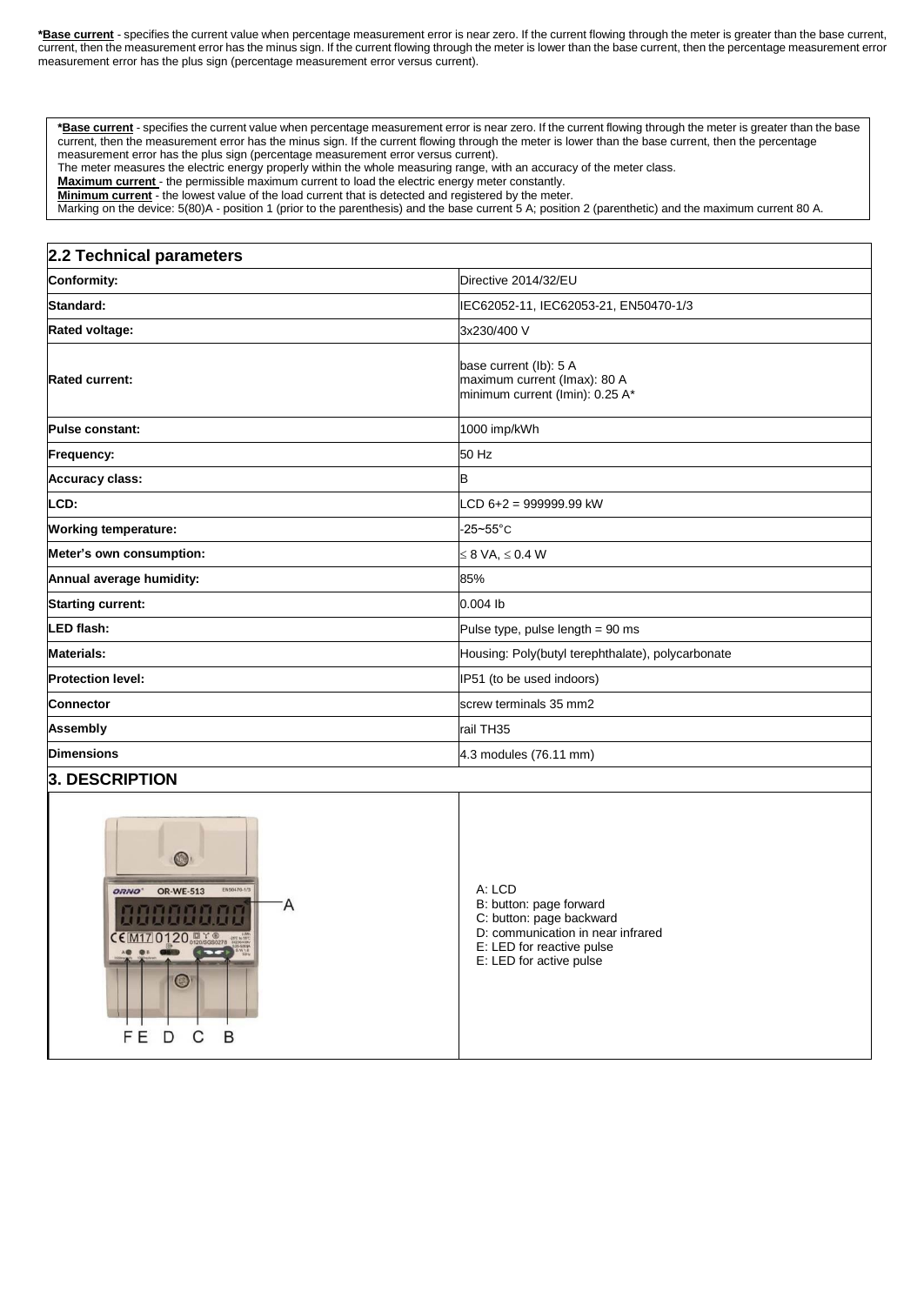***Base current** - specifies the current value when percentage measurement error is near zero. If the current flowing through the meter is greater than the base current, current, then the measurement error has the minus sign. If the current flowing through the meter is lower than the base current, then the percentage measurement error measurement error has the plus sign (percentage measurement error versus current).

***Base current** - specifies the current value when percentage measurement error is near zero. If the current flowing through the meter is greater than the base current, then the measurement error has the minus sign. If the current flowing through the meter is lower than the base current, then the percentage measurement error has the plus sign (percentage measurement error versus current).
The meter measures the electric energy properly within the whole measuring range, with an accuracy of the meter class.
**Maximum current** - the permissible maximum current to load the electric energy meter constantly.
**Minimum current** - the lowest value of the load current that is detected and registered by the meter.
Marking on the device: 5(80)A - position 1 (prior to the parenthesis) and the base current 5 A; position 2 (parenthetic) and the maximum current 80 A.

## 2.2 Technical parameters

| Parameter | Value |
|---|---|
| **Conformity:** | Directive 2014/32/EU |
| **Standard:** | IEC62052-11, IEC62053-21, EN50470-1/3 |
| **Rated voltage:** | 3x230/400 V |
| **Rated current:** | base current (Ib): 5 A<br>maximum current (Imax): 80 A<br>minimum current (Imin): 0.25 A* |
| **Pulse constant:** | 1000 imp/kWh |
| **Frequency:** | 50 Hz |
| **Accuracy class:** | B |
| **LCD:** | LCD 6+2 = 999999.99 kW |
| **Working temperature:** | -25~55°C |
| **Meter's own consumption:** | ≤ 8 VA, ≤ 0.4 W |
| **Annual average humidity:** | 85% |
| **Starting current:** | 0.004 Ib |
| **LED flash:** | Pulse type, pulse length = 90 ms |
| **Materials:** | Housing: Poly(butyl terephthalate), polycarbonate |
| **Protection level:** | IP51 (to be used indoors) |
| **Connector** | screw terminals 35 mm2 |
| **Assembly** | rail TH35 |
| **Dimensions** | 4.3 modules (76.11 mm) |

## 3. DESCRIPTION

A: LCD
B: button: page forward
C: button: page backward
D: communication in near infrared
E: LED for reactive pulse
E: LED for active pulse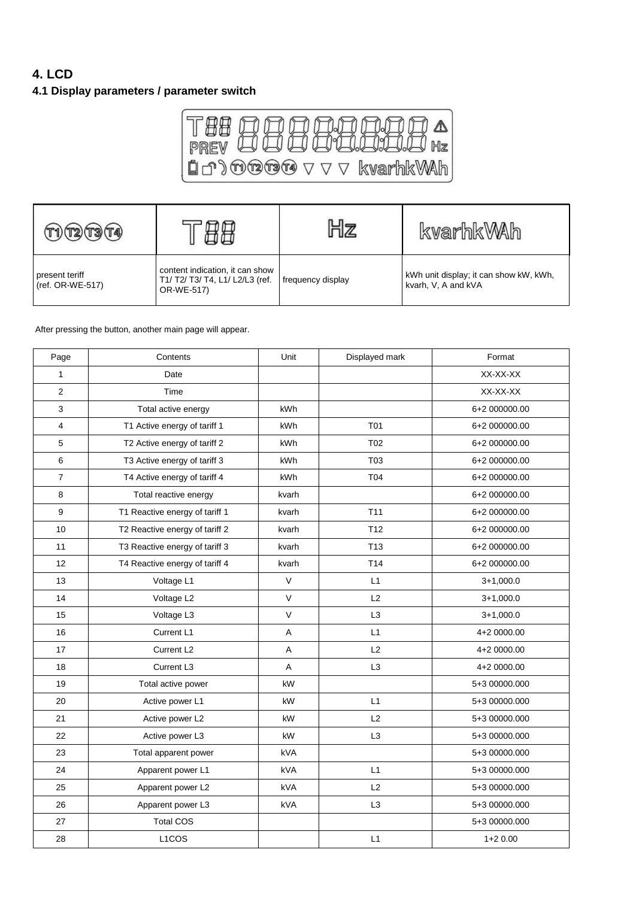## 4. LCD

### 4.1 Display parameters / parameter switch

| T1 T2 T3 T4 | T88 | Hz | kvarhkWAh |
|---|---|---|---|
| present teriff (ref. OR-WE-517) | content indication, it can show T1/ T2/ T3/ T4, L1/ L2/L3 (ref. OR-WE-517) | frequency display | kWh unit display; it can show kW, kWh, kvarh, V, A and kVA |

After pressing the button, another main page will appear.

| Page | Contents | Unit | Displayed mark | Format |
|---|---|---|---|---|
| 1 | Date | | | XX-XX-XX |
| 2 | Time | | | XX-XX-XX |
| 3 | Total active energy | kWh | | 6+2 000000.00 |
| 4 | T1 Active energy of tariff 1 | kWh | T01 | 6+2 000000.00 |
| 5 | T2 Active energy of tariff 2 | kWh | T02 | 6+2 000000.00 |
| 6 | T3 Active energy of tariff 3 | kWh | T03 | 6+2 000000.00 |
| 7 | T4 Active energy of tariff 4 | kWh | T04 | 6+2 000000.00 |
| 8 | Total reactive energy | kvarh | | 6+2 000000.00 |
| 9 | T1 Reactive energy of tariff 1 | kvarh | T11 | 6+2 000000.00 |
| 10 | T2 Reactive energy of tariff 2 | kvarh | T12 | 6+2 000000.00 |
| 11 | T3 Reactive energy of tariff 3 | kvarh | T13 | 6+2 000000.00 |
| 12 | T4 Reactive energy of tariff 4 | kvarh | T14 | 6+2 000000.00 |
| 13 | Voltage L1 | V | L1 | 3+1,000.0 |
| 14 | Voltage L2 | V | L2 | 3+1,000.0 |
| 15 | Voltage L3 | V | L3 | 3+1,000.0 |
| 16 | Current L1 | A | L1 | 4+2 0000.00 |
| 17 | Current L2 | A | L2 | 4+2 0000.00 |
| 18 | Current L3 | A | L3 | 4+2 0000.00 |
| 19 | Total active power | kW | | 5+3 00000.000 |
| 20 | Active power L1 | kW | L1 | 5+3 00000.000 |
| 21 | Active power L2 | kW | L2 | 5+3 00000.000 |
| 22 | Active power L3 | kW | L3 | 5+3 00000.000 |
| 23 | Total apparent power | kVA | | 5+3 00000.000 |
| 24 | Apparent power L1 | kVA | L1 | 5+3 00000.000 |
| 25 | Apparent power L2 | kVA | L2 | 5+3 00000.000 |
| 26 | Apparent power L3 | kVA | L3 | 5+3 00000.000 |
| 27 | Total COS | | | 5+3 00000.000 |
| 28 | L1COS | | L1 | 1+2 0.00 |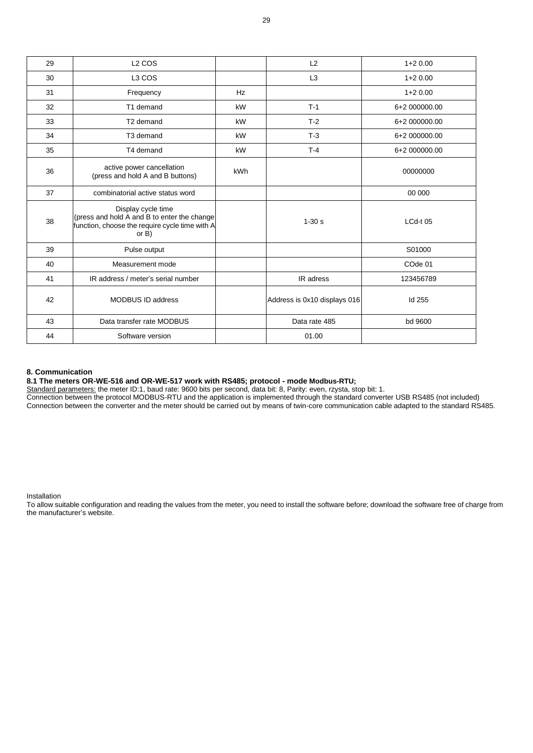| | | | | |
|---|---|---|---|---|
| 29 | L2 COS | | L2 | 1+2 0.00 |
| 30 | L3 COS | | L3 | 1+2 0.00 |
| 31 | Frequency | Hz | | 1+2 0.00 |
| 32 | T1 demand | kW | T-1 | 6+2 000000.00 |
| 33 | T2 demand | kW | T-2 | 6+2 000000.00 |
| 34 | T3 demand | kW | T-3 | 6+2 000000.00 |
| 35 | T4 demand | kW | T-4 | 6+2 000000.00 |
| 36 | active power cancellation (press and hold A and B buttons) | kWh | | 00000000 |
| 37 | combinatorial active status word | | | 00 000 |
| 38 | Display cycle time (press and hold A and B to enter the change function, choose the require cycle time with A or B) | | 1-30 s | LCd-t 05 |
| 39 | Pulse output | | | S01000 |
| 40 | Measurement mode | | | COde 01 |
| 41 | IR address / meter's serial number | | IR adress | 123456789 |
| 42 | MODBUS ID address | | Address is 0x10 displays 016 | Id 255 |
| 43 | Data transfer rate MODBUS | | Data rate 485 | bd 9600 |
| 44 | Software version | | 01.00 | |

## 8. Communication

### 8.1 The meters OR-WE-516 and OR-WE-517 work with RS485; protocol - mode Modbus-RTU;

Standard parameters: the meter ID:1, baud rate: 9600 bits per second, data bit: 8, Parity: even, rzysta, stop bit: 1.
Connection between the protocol MODBUS-RTU and the application is implemented through the standard converter USB RS485 (not included)
Connection between the converter and the meter should be carried out by means of twin-core communication cable adapted to the standard RS485.

Installation

To allow suitable configuration and reading the values from the meter, you need to install the software before; download the software free of charge from the manufacturer's website.